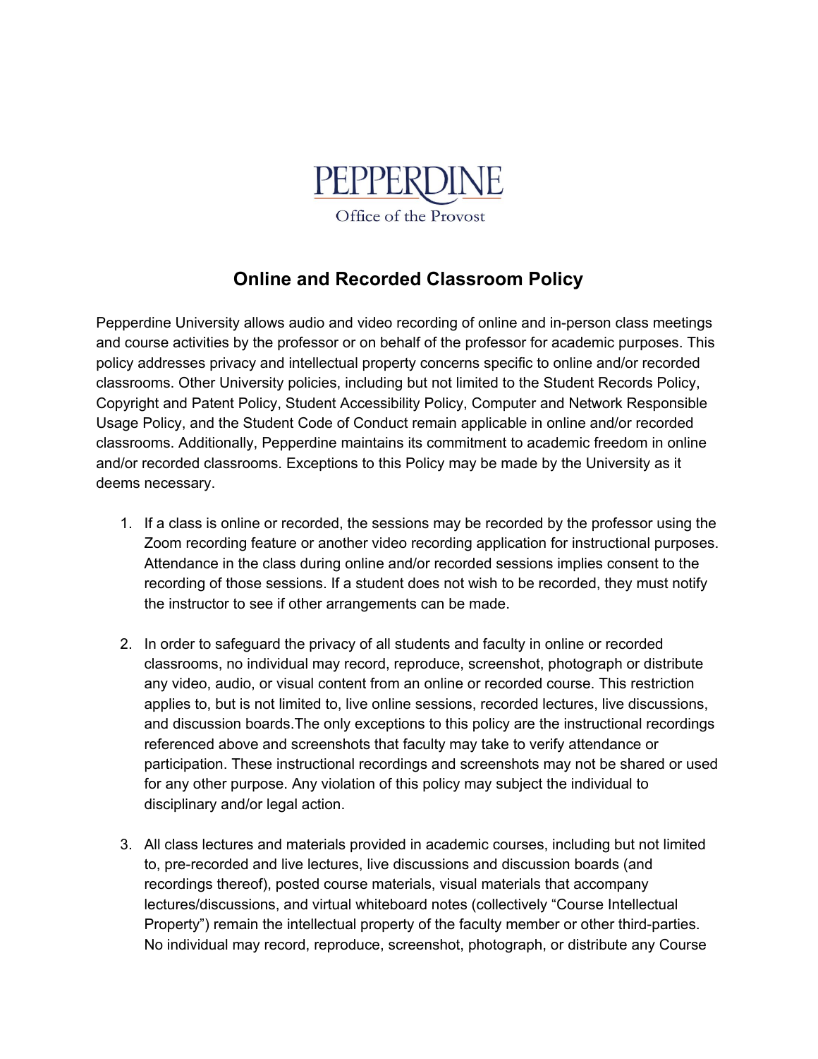PEPPERDINE

Office of the Provost

# Online and Recorded Classroom Policy

Pepperdine University allows audio and video recording of online and in-person class meetings and course activities by the professor or on behalf of the professor for academic purposes. This policy addresses privacy and intellectual property concerns specific to online and/or recorded classrooms. Other University policies, including but not limited to the Student Records Policy, Copyright and Patent Policy, Student Accessibility Policy, Computer and Network Responsible Usage Policy, and the Student Code of Conduct remain applicable in online and/or recorded classrooms. Additionally, Pepperdine maintains its commitment to academic freedom in online and/or recorded classrooms. Exceptions to this Policy may be made by the University as it deems necessary.

1. If a class is online or recorded, the sessions may be recorded by the professor using the Zoom recording feature or another video recording application for instructional purposes. Attendance in the class during online and/or recorded sessions implies consent to the recording of those sessions. If a student does not wish to be recorded, they must notify the instructor to see if other arrangements can be made.

2. In order to safeguard the privacy of all students and faculty in online or recorded classrooms, no individual may record, reproduce, screenshot, photograph or distribute any video, audio, or visual content from an online or recorded course. This restriction applies to, but is not limited to, live online sessions, recorded lectures, live discussions, and discussion boards.The only exceptions to this policy are the instructional recordings referenced above and screenshots that faculty may take to verify attendance or participation. These instructional recordings and screenshots may not be shared or used for any other purpose. Any violation of this policy may subject the individual to disciplinary and/or legal action.

3. All class lectures and materials provided in academic courses, including but not limited to, pre-recorded and live lectures, live discussions and discussion boards (and recordings thereof), posted course materials, visual materials that accompany lectures/discussions, and virtual whiteboard notes (collectively "Course Intellectual Property") remain the intellectual property of the faculty member or other third-parties. No individual may record, reproduce, screenshot, photograph, or distribute any Course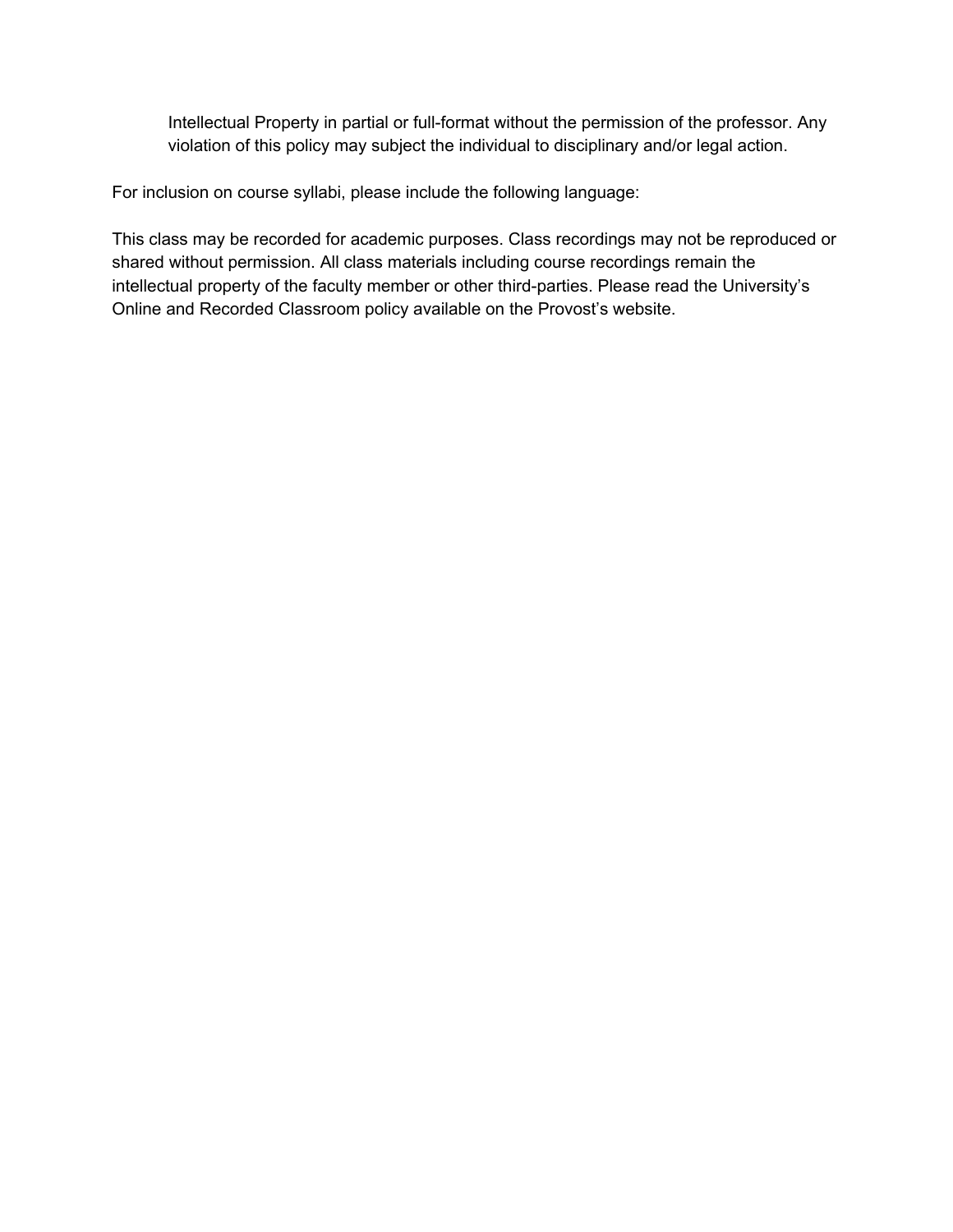> Intellectual Property in partial or full-format without the permission of the professor. Any violation of this policy may subject the individual to disciplinary and/or legal action.

For inclusion on course syllabi, please include the following language:

This class may be recorded for academic purposes. Class recordings may not be reproduced or shared without permission. All class materials including course recordings remain the intellectual property of the faculty member or other third-parties. Please read the University's Online and Recorded Classroom policy available on the Provost's website.